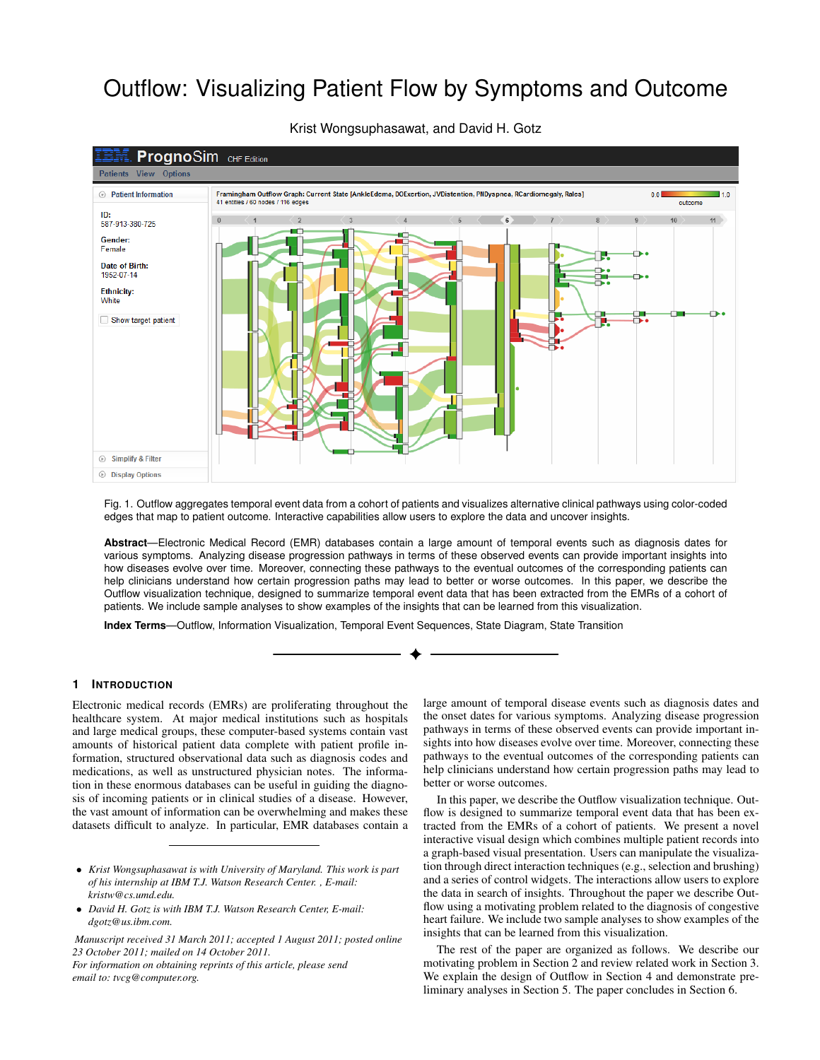# Outflow: Visualizing Patient Flow by Symptoms and Outcome

Krist Wongsuphasawat, and David H. Gotz

Fig. 1. Outflow aggregates temporal event data from a cohort of patients and visualizes alternative clinical pathways using color-coded edges that map to patient outcome. Interactive capabilities allow users to explore the data and uncover insights.

**Abstract**—Electronic Medical Record (EMR) databases contain a large amount of temporal events such as diagnosis dates for various symptoms. Analyzing disease progression pathways in terms of these observed events can provide important insights into how diseases evolve over time. Moreover, connecting these pathways to the eventual outcomes of the corresponding patients can help clinicians understand how certain progression paths may lead to better or worse outcomes. In this paper, we describe the Outflow visualization technique, designed to summarize temporal event data that has been extracted from the EMRs of a cohort of patients. We include sample analyses to show examples of the insights that can be learned from this visualization.

**Index Terms**—Outflow, Information Visualization, Temporal Event Sequences, State Diagram, State Transition

## 1 Introduction

Electronic medical records (EMRs) are proliferating throughout the healthcare system. At major medical institutions such as hospitals and large medical groups, these computer-based systems contain vast amounts of historical patient data complete with patient profile information, structured observational data such as diagnosis codes and medications, as well as unstructured physician notes. The information in these enormous databases can be useful in guiding the diagnosis of incoming patients or in clinical studies of a disease. However, the vast amount of information can be overwhelming and makes these datasets difficult to analyze. In particular, EMR databases contain a large amount of temporal disease events such as diagnosis dates and the onset dates for various symptoms. Analyzing disease progression pathways in terms of these observed events can provide important insights into how diseases evolve over time. Moreover, connecting these pathways to the eventual outcomes of the corresponding patients can help clinicians understand how certain progression paths may lead to better or worse outcomes.

In this paper, we describe the Outflow visualization technique. Outflow is designed to summarize temporal event data that has been extracted from the EMRs of a cohort of patients. We present a novel interactive visual design which combines multiple patient records into a graph-based visual presentation. Users can manipulate the visualization through direct interaction techniques (e.g., selection and brushing) and a series of control widgets. The interactions allow users to explore the data in search of insights. Throughout the paper we describe Outflow using a motivating problem related to the diagnosis of congestive heart failure. We include two sample analyses to show examples of the insights that can be learned from this visualization.

The rest of the paper are organized as follows. We describe our motivating problem in Section 2 and review related work in Section 3. We explain the design of Outflow in Section 4 and demonstrate preliminary analyses in Section 5. The paper concludes in Section 6.

- *Krist Wongsuphasawat is with University of Maryland. This work is part of his internship at IBM T.J. Watson Research Center. , E-mail: kristw@cs.umd.edu.*
- *David H. Gotz is with IBM T.J. Watson Research Center, E-mail: dgotz@us.ibm.com.*

*Manuscript received 31 March 2011; accepted 1 August 2011; posted online 23 October 2011; mailed on 14 October 2011. For information on obtaining reprints of this article, please send email to: tvcg@computer.org.*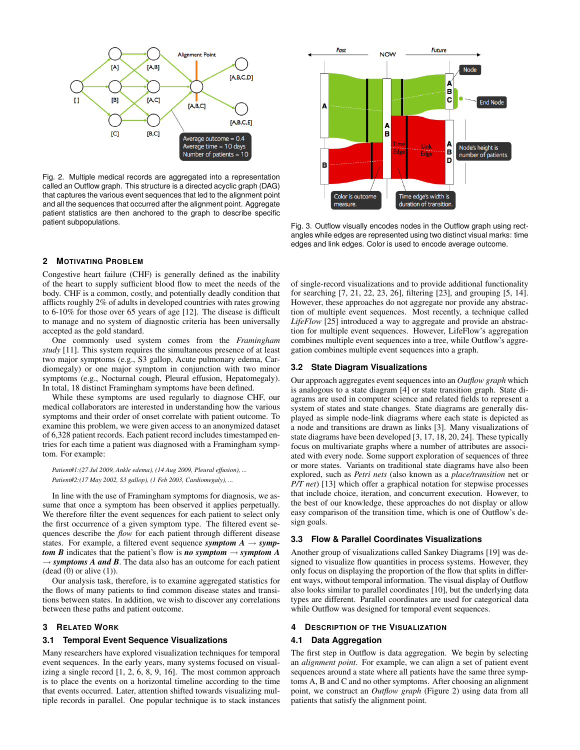Fig. 2. Multiple medical records are aggregated into a representation called an Outflow graph. This structure is a directed acyclic graph (DAG) that captures the various event sequences that led to the alignment point and all the sequences that occurred after the alignment point. Aggregate patient statistics are then anchored to the graph to describe specific patient subpopulations.

Fig. 3. Outflow visually encodes nodes in the Outflow graph using rectangles while edges are represented using two distinct visual marks: time edges and link edges. Color is used to encode average outcome.

## 2 Motivating Problem

Congestive heart failure (CHF) is generally defined as the inability of the heart to supply sufficient blood flow to meet the needs of the body. CHF is a common, costly, and potentially deadly condition that afflicts roughly 2% of adults in developed countries with rates growing to 6-10% for those over 65 years of age [12]. The disease is difficult to manage and no system of diagnostic criteria has been universally accepted as the gold standard.

One commonly used system comes from the *Framingham study* [11]. This system requires the simultaneous presence of at least two major symptoms (e.g., S3 gallop, Acute pulmonary edema, Cardiomegaly) or one major symptom in conjunction with two minor symptoms (e.g., Nocturnal cough, Pleural effusion, Hepatomegaly). In total, 18 distinct Framingham symptoms have been defined.

While these symptoms are used regularly to diagnose CHF, our medical collaborators are interested in understanding how the various symptoms and their order of onset correlate with patient outcome. To examine this problem, we were given access to an anonymized dataset of 6,328 patient records. Each patient record includes timestamped entries for each time a patient was diagnosed with a Framingham symptom. For example:

*Patient#1:(27 Jul 2009, Ankle edema), (14 Aug 2009, Pleural effusion), ...*
*Patient#2:(17 May 2002, S3 gallop), (1 Feb 2003, Cardiomegaly), ...*

In line with the use of Framingham symptoms for diagnosis, we assume that once a symptom has been observed it applies perpetually. We therefore filter the event sequences for each patient to select only the first occurrence of a given symptom type. The filtered event sequences describe the *flow* for each patient through different disease states. For example, a filtered event sequence ***symptom A*** → ***symptom B*** indicates that the patient's flow is ***no symptom*** → ***symptom A*** → ***symptoms A and B***. The data also has an outcome for each patient (dead (0) or alive (1)).

Our analysis task, therefore, is to examine aggregated statistics for the flows of many patients to find common disease states and transitions between states. In addition, we wish to discover any correlations between these paths and patient outcome.

## 3 Related Work

### 3.1 Temporal Event Sequence Visualizations

Many researchers have explored visualization techniques for temporal event sequences. In the early years, many systems focused on visualizing a single record [1, 2, 6, 8, 9, 16]. The most common approach is to place the events on a horizontal timeline according to the time that events occurred. Later, attention shifted towards visualizing multiple records in parallel. One popular technique is to stack instances of single-record visualizations and to provide additional functionality for searching [7, 21, 22, 23, 26], filtering [23], and grouping [5, 14]. However, these approaches do not aggregate nor provide any abstraction of multiple event sequences. Most recently, a technique called *LifeFlow* [25] introduced a way to aggregate and provide an abstraction for multiple event sequences. However, LifeFlow's aggregation combines multiple event sequences into a tree, while Outflow's aggregation combines multiple event sequences into a graph.

### 3.2 State Diagram Visualizations

Our approach aggregates event sequences into an *Outflow graph* which is analogous to a state diagram [4] or state transition graph. State diagrams are used in computer science and related fields to represent a system of states and state changes. State diagrams are generally displayed as simple node-link diagrams where each state is depicted as a node and transitions are drawn as links [3]. Many visualizations of state diagrams have been developed [3, 17, 18, 20, 24]. These typically focus on multivariate graphs where a number of attributes are associated with every node. Some support exploration of sequences of three or more states. Variants on traditional state diagrams have also been explored, such as *Petri nets* (also known as a *place/transition* net or *P/T net*) [13] which offer a graphical notation for stepwise processes that include choice, iteration, and concurrent execution. However, to the best of our knowledge, these approaches do not display or allow easy comparison of the transition time, which is one of Outflow's design goals.

### 3.3 Flow & Parallel Coordinates Visualizations

Another group of visualizations called Sankey Diagrams [19] was designed to visualize flow quantities in process systems. However, they only focus on displaying the proportion of the flow that splits in different ways, without temporal information. The visual display of Outflow also looks similar to parallel coordinates [10], but the underlying data types are different. Parallel coordinates are used for categorical data while Outflow was designed for temporal event sequences.

## 4 Description of the Visualization

### 4.1 Data Aggregation

The first step in Outflow is data aggregation. We begin by selecting an *alignment point*. For example, we can align a set of patient event sequences around a state where all patients have the same three symptoms A, B and C and no other symptoms. After choosing an alignment point, we construct an *Outflow graph* (Figure 2) using data from all patients that satisfy the alignment point.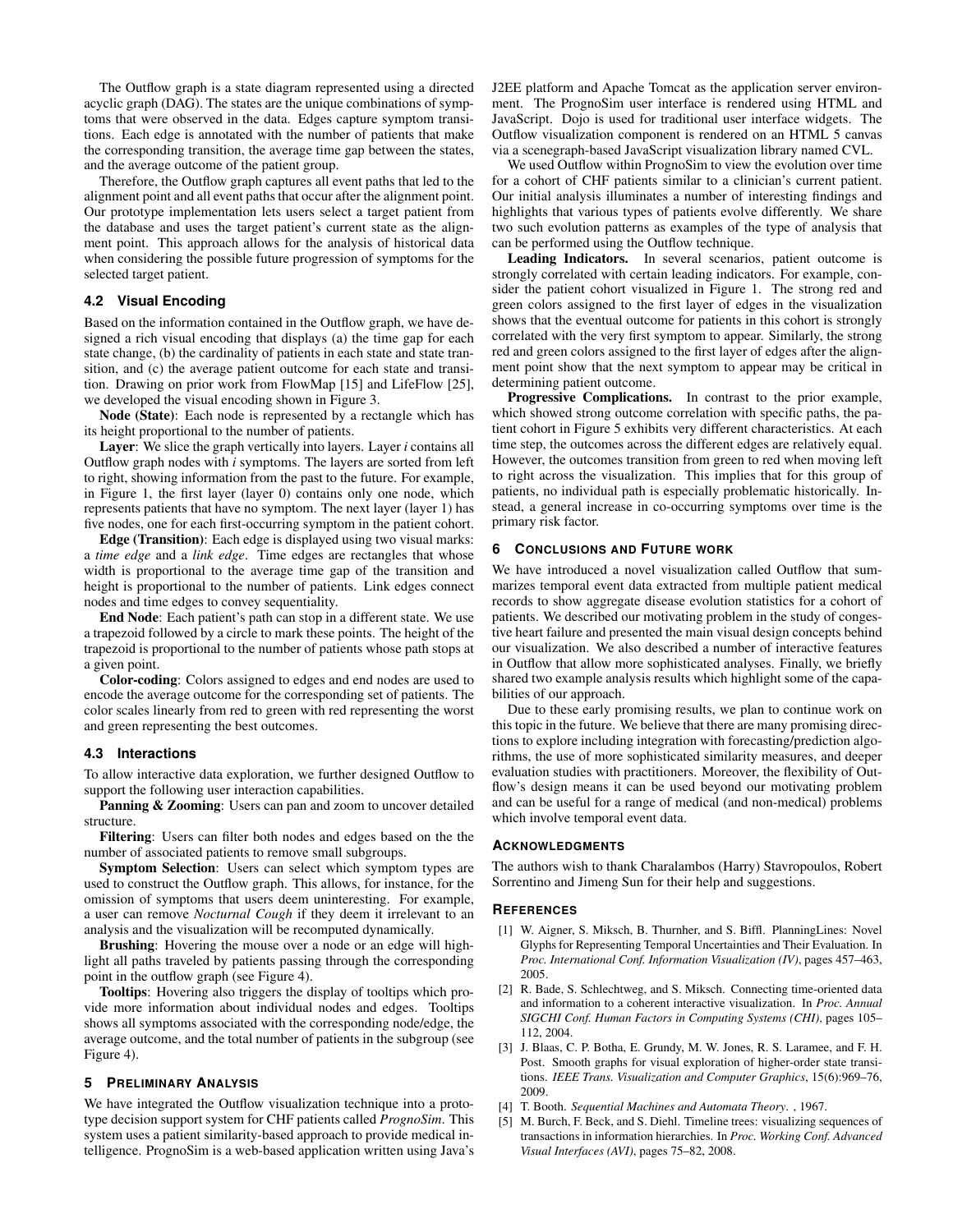The Outflow graph is a state diagram represented using a directed acyclic graph (DAG). The states are the unique combinations of symptoms that were observed in the data. Edges capture symptom transitions. Each edge is annotated with the number of patients that make the corresponding transition, the average time gap between the states, and the average outcome of the patient group.

Therefore, the Outflow graph captures all event paths that led to the alignment point and all event paths that occur after the alignment point. Our prototype implementation lets users select a target patient from the database and uses the target patient's current state as the alignment point. This approach allows for the analysis of historical data when considering the possible future progression of symptoms for the selected target patient.

### 4.2 Visual Encoding

Based on the information contained in the Outflow graph, we have designed a rich visual encoding that displays (a) the time gap for each state change, (b) the cardinality of patients in each state and state transition, and (c) the average patient outcome for each state and transition. Drawing on prior work from FlowMap [15] and LifeFlow [25], we developed the visual encoding shown in Figure 3.

**Node (State)**: Each node is represented by a rectangle which has its height proportional to the number of patients.

**Layer**: We slice the graph vertically into layers. Layer *i* contains all Outflow graph nodes with *i* symptoms. The layers are sorted from left to right, showing information from the past to the future. For example, in Figure 1, the first layer (layer 0) contains only one node, which represents patients that have no symptom. The next layer (layer 1) has five nodes, one for each first-occurring symptom in the patient cohort.

**Edge (Transition)**: Each edge is displayed using two visual marks: a *time edge* and a *link edge*. Time edges are rectangles that whose width is proportional to the average time gap of the transition and height is proportional to the number of patients. Link edges connect nodes and time edges to convey sequentiality.

**End Node**: Each patient's path can stop in a different state. We use a trapezoid followed by a circle to mark these points. The height of the trapezoid is proportional to the number of patients whose path stops at a given point.

**Color-coding**: Colors assigned to edges and end nodes are used to encode the average outcome for the corresponding set of patients. The color scales linearly from red to green with red representing the worst and green representing the best outcomes.

### 4.3 Interactions

To allow interactive data exploration, we further designed Outflow to support the following user interaction capabilities.

**Panning & Zooming**: Users can pan and zoom to uncover detailed structure.

**Filtering**: Users can filter both nodes and edges based on the the number of associated patients to remove small subgroups.

**Symptom Selection**: Users can select which symptom types are used to construct the Outflow graph. This allows, for instance, for the omission of symptoms that users deem uninteresting. For example, a user can remove *Nocturnal Cough* if they deem it irrelevant to an analysis and the visualization will be recomputed dynamically.

**Brushing**: Hovering the mouse over a node or an edge will highlight all paths traveled by patients passing through the corresponding point in the outflow graph (see Figure 4).

**Tooltips**: Hovering also triggers the display of tooltips which provide more information about individual nodes and edges. Tooltips shows all symptoms associated with the corresponding node/edge, the average outcome, and the total number of patients in the subgroup (see Figure 4).

## 5 Preliminary Analysis

We have integrated the Outflow visualization technique into a prototype decision support system for CHF patients called *PrognoSim*. This system uses a patient similarity-based approach to provide medical intelligence. PrognoSim is a web-based application written using Java's J2EE platform and Apache Tomcat as the application server environment. The PrognoSim user interface is rendered using HTML and JavaScript. Dojo is used for traditional user interface widgets. The Outflow visualization component is rendered on an HTML 5 canvas via a scenegraph-based JavaScript visualization library named CVL.

We used Outflow within PrognoSim to view the evolution over time for a cohort of CHF patients similar to a clinician's current patient. Our initial analysis illuminates a number of interesting findings and highlights that various types of patients evolve differently. We share two such evolution patterns as examples of the type of analysis that can be performed using the Outflow technique.

**Leading Indicators.** In several scenarios, patient outcome is strongly correlated with certain leading indicators. For example, consider the patient cohort visualized in Figure 1. The strong red and green colors assigned to the first layer of edges in the visualization shows that the eventual outcome for patients in this cohort is strongly correlated with the very first symptom to appear. Similarly, the strong red and green colors assigned to the first layer of edges after the alignment point show that the next symptom to appear may be critical in determining patient outcome.

**Progressive Complications.** In contrast to the prior example, which showed strong outcome correlation with specific paths, the patient cohort in Figure 5 exhibits very different characteristics. At each time step, the outcomes across the different edges are relatively equal. However, the outcomes transition from green to red when moving left to right across the visualization. This implies that for this group of patients, no individual path is especially problematic historically. Instead, a general increase in co-occurring symptoms over time is the primary risk factor.

## 6 Conclusions and Future work

We have introduced a novel visualization called Outflow that summarizes temporal event data extracted from multiple patient medical records to show aggregate disease evolution statistics for a cohort of patients. We described our motivating problem in the study of congestive heart failure and presented the main visual design concepts behind our visualization. We also described a number of interactive features in Outflow that allow more sophisticated analyses. Finally, we briefly shared two example analysis results which highlight some of the capabilities of our approach.

Due to these early promising results, we plan to continue work on this topic in the future. We believe that there are many promising directions to explore including integration with forecasting/prediction algorithms, the use of more sophisticated similarity measures, and deeper evaluation studies with practitioners. Moreover, the flexibility of Outflow's design means it can be used beyond our motivating problem and can be useful for a range of medical (and non-medical) problems which involve temporal event data.

## Acknowledgments

The authors wish to thank Charalambos (Harry) Stavropoulos, Robert Sorrentino and Jimeng Sun for their help and suggestions.

## References

[1] W. Aigner, S. Miksch, B. Thurnher, and S. Biffl. PlanningLines: Novel Glyphs for Representing Temporal Uncertainties and Their Evaluation. In *Proc. International Conf. Information Visualization (IV)*, pages 457–463, 2005.

[2] R. Bade, S. Schlechtweg, and S. Miksch. Connecting time-oriented data and information to a coherent interactive visualization. In *Proc. Annual SIGCHI Conf. Human Factors in Computing Systems (CHI)*, pages 105–112, 2004.

[3] J. Blaas, C. P. Botha, E. Grundy, M. W. Jones, R. S. Laramee, and F. H. Post. Smooth graphs for visual exploration of higher-order state transitions. *IEEE Trans. Visualization and Computer Graphics*, 15(6):969–76, 2009.

[4] T. Booth. *Sequential Machines and Automata Theory*. , 1967.

[5] M. Burch, F. Beck, and S. Diehl. Timeline trees: visualizing sequences of transactions in information hierarchies. In *Proc. Working Conf. Advanced Visual Interfaces (AVI)*, pages 75–82, 2008.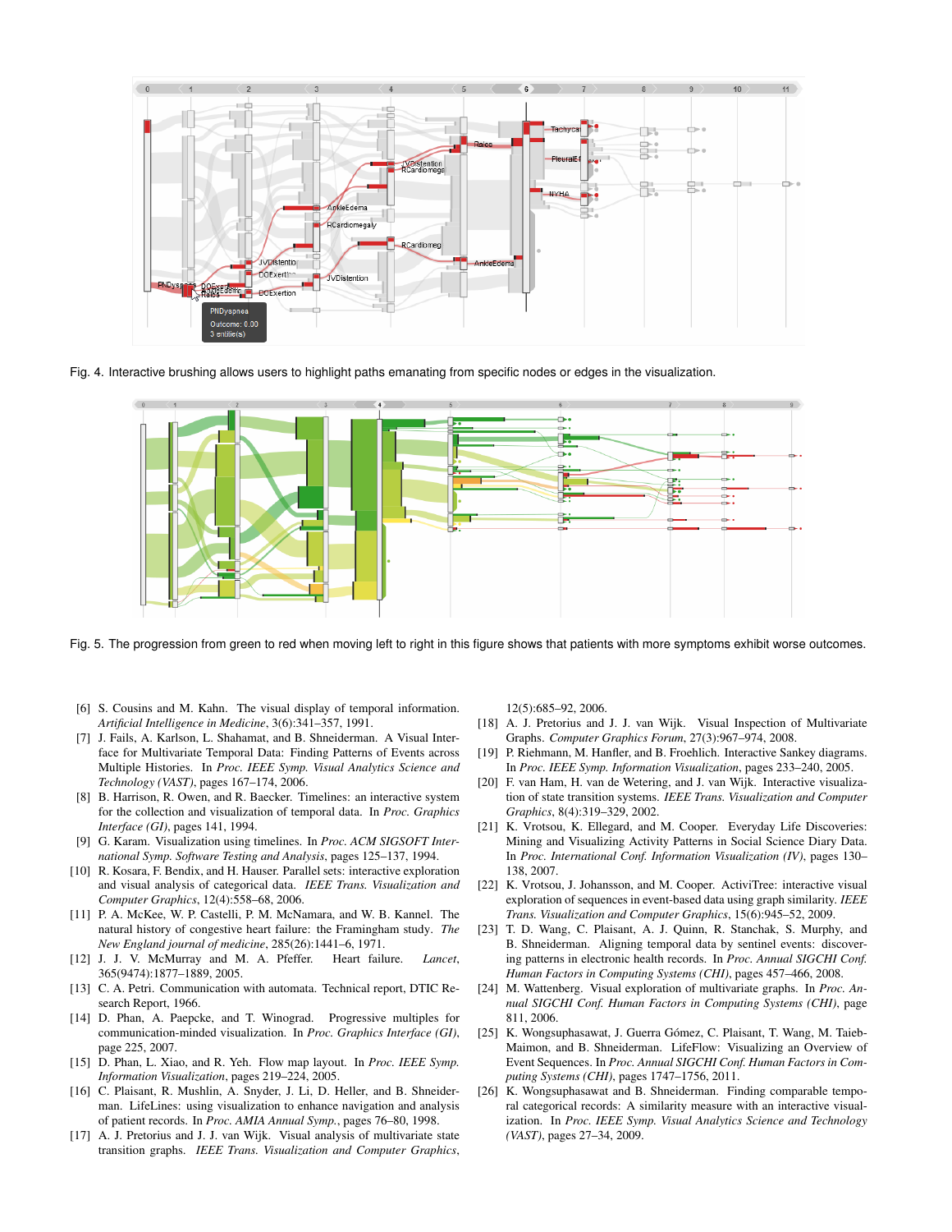0 1 2 3 4 5 6 7 8 9 10 11

Tachyca

Rales

PleuralEf

JVDistention
RCardiomega

NYHA

AnkleEdema

RCardiomegaly

RCardiomeg

AnkleEdema

JVDistentio

DOExertio

JVDistention

PNDyspnea DOExert
AnkleEdema
Rales

DOExertion

PNDyspnea
Outcome: 0.00
3 entitie(s)

Fig. 4. Interactive brushing allows users to highlight paths emanating from specific nodes or edges in the visualization.

0 1 2 3 4 5 6 7 8 9

Fig. 5. The progression from green to red when moving left to right in this figure shows that patients with more symptoms exhibit worse outcomes.

[6] S. Cousins and M. Kahn. The visual display of temporal information. *Artificial Intelligence in Medicine*, 3(6):341–357, 1991.

[7] J. Fails, A. Karlson, L. Shahamat, and B. Shneiderman. A Visual Interface for Multivariate Temporal Data: Finding Patterns of Events across Multiple Histories. In *Proc. IEEE Symp. Visual Analytics Science and Technology (VAST)*, pages 167–174, 2006.

[8] B. Harrison, R. Owen, and R. Baecker. Timelines: an interactive system for the collection and visualization of temporal data. In *Proc. Graphics Interface (GI)*, pages 141, 1994.

[9] G. Karam. Visualization using timelines. In *Proc. ACM SIGSOFT International Symp. Software Testing and Analysis*, pages 125–137, 1994.

[10] R. Kosara, F. Bendix, and H. Hauser. Parallel sets: interactive exploration and visual analysis of categorical data. *IEEE Trans. Visualization and Computer Graphics*, 12(4):558–68, 2006.

[11] P. A. McKee, W. P. Castelli, P. M. McNamara, and W. B. Kannel. The natural history of congestive heart failure: the Framingham study. *The New England journal of medicine*, 285(26):1441–6, 1971.

[12] J. J. V. McMurray and M. A. Pfeffer. Heart failure. *Lancet*, 365(9474):1877–1889, 2005.

[13] C. A. Petri. Communication with automata. Technical report, DTIC Research Report, 1966.

[14] D. Phan, A. Paepcke, and T. Winograd. Progressive multiples for communication-minded visualization. In *Proc. Graphics Interface (GI)*, page 225, 2007.

[15] D. Phan, L. Xiao, and R. Yeh. Flow map layout. In *Proc. IEEE Symp. Information Visualization*, pages 219–224, 2005.

[16] C. Plaisant, R. Mushlin, A. Snyder, J. Li, D. Heller, and B. Shneiderman. LifeLines: using visualization to enhance navigation and analysis of patient records. In *Proc. AMIA Annual Symp.*, pages 76–80, 1998.

[17] A. J. Pretorius and J. J. van Wijk. Visual analysis of multivariate state transition graphs. *IEEE Trans. Visualization and Computer Graphics*, 12(5):685–92, 2006.

[18] A. J. Pretorius and J. J. van Wijk. Visual Inspection of Multivariate Graphs. *Computer Graphics Forum*, 27(3):967–974, 2008.

[19] P. Riehmann, M. Hanfler, and B. Froehlich. Interactive Sankey diagrams. In *Proc. IEEE Symp. Information Visualization*, pages 233–240, 2005.

[20] F. van Ham, H. van de Wetering, and J. van Wijk. Interactive visualization of state transition systems. *IEEE Trans. Visualization and Computer Graphics*, 8(4):319–329, 2002.

[21] K. Vrotsou, K. Ellegard, and M. Cooper. Everyday Life Discoveries: Mining and Visualizing Activity Patterns in Social Science Diary Data. In *Proc. International Conf. Information Visualization (IV)*, pages 130–138, 2007.

[22] K. Vrotsou, J. Johansson, and M. Cooper. ActiviTree: interactive visual exploration of sequences in event-based data using graph similarity. *IEEE Trans. Visualization and Computer Graphics*, 15(6):945–52, 2009.

[23] T. D. Wang, C. Plaisant, A. J. Quinn, R. Stanchak, S. Murphy, and B. Shneiderman. Aligning temporal data by sentinel events: discovering patterns in electronic health records. In *Proc. Annual SIGCHI Conf. Human Factors in Computing Systems (CHI)*, pages 457–466, 2008.

[24] M. Wattenberg. Visual exploration of multivariate graphs. In *Proc. Annual SIGCHI Conf. Human Factors in Computing Systems (CHI)*, page 811, 2006.

[25] K. Wongsuphasawat, J. Guerra Gómez, C. Plaisant, T. Wang, M. Taieb-Maimon, and B. Shneiderman. LifeFlow: Visualizing an Overview of Event Sequences. In *Proc. Annual SIGCHI Conf. Human Factors in Computing Systems (CHI)*, pages 1747–1756, 2011.

[26] K. Wongsuphasawat and B. Shneiderman. Finding comparable temporal categorical records: A similarity measure with an interactive visualization. In *Proc. IEEE Symp. Visual Analytics Science and Technology (VAST)*, pages 27–34, 2009.